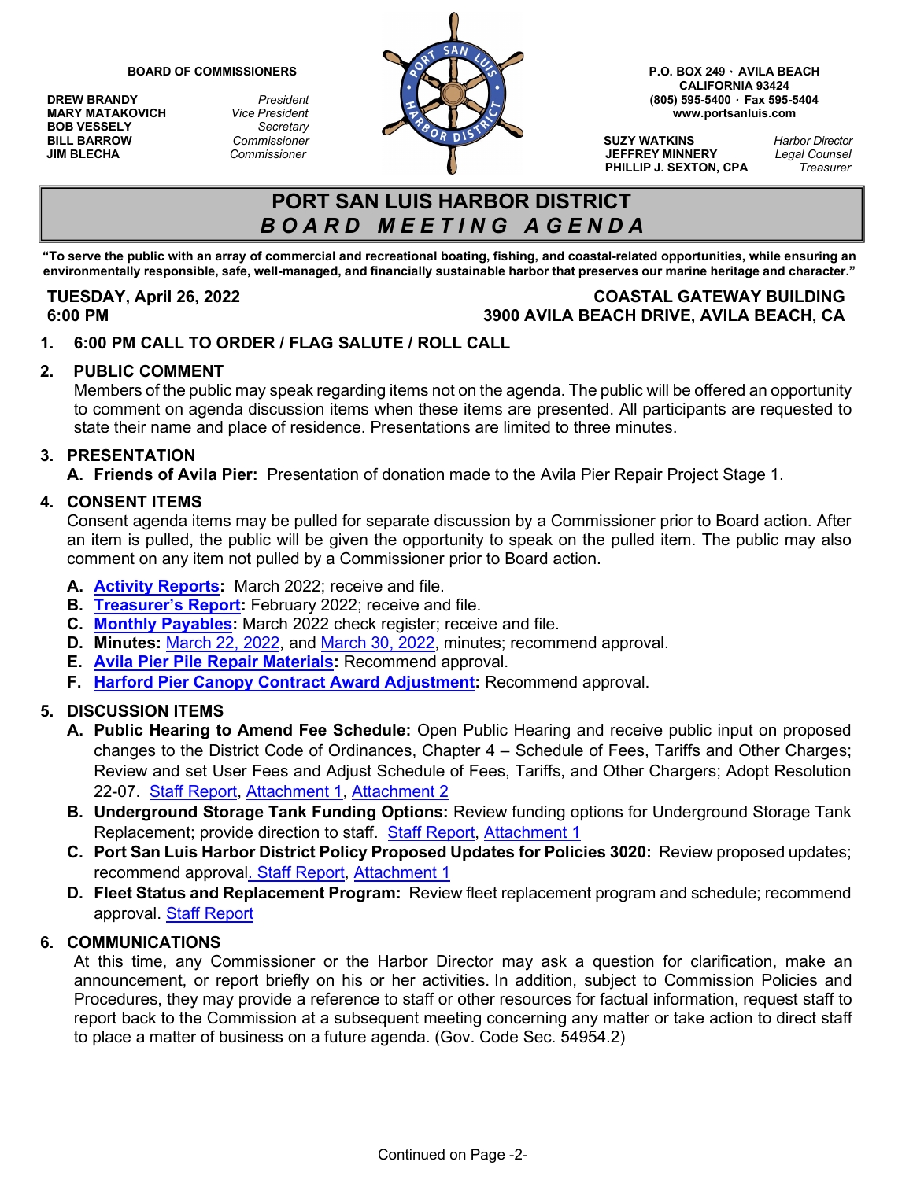**BOARD OF COMMISSIONERS**

| | |
|---|---|
| **DREW BRANDY** | *President* |
| **MARY MATAKOVICH** | *Vice President* |
| **BOB VESSELY** | *Secretary* |
| **BILL BARROW** | *Commissioner* |
| **JIM BLECHA** | *Commissioner* |

**P.O. BOX 249 · AVILA BEACH**
**CALIFORNIA 93424**
**(805) 595-5400 · Fax 595-5404**
**www.portsanluis.com**

| | |
|---|---|
| **SUZY WATKINS** | *Harbor Director* |
| **JEFFREY MINNERY** | *Legal Counsel* |
| **PHILLIP J. SEXTON, CPA** | *Treasurer* |

# PORT SAN LUIS HARBOR DISTRICT
## *BOARD MEETING AGENDA*

**"To serve the public with an array of commercial and recreational boating, fishing, and coastal-related opportunities, while ensuring an environmentally responsible, safe, well-managed, and financially sustainable harbor that preserves our marine heritage and character."**

**TUESDAY, April 26, 2022**
**6:00 PM**

**COASTAL GATEWAY BUILDING**
**3900 AVILA BEACH DRIVE, AVILA BEACH, CA**

### 1. 6:00 PM CALL TO ORDER / FLAG SALUTE / ROLL CALL

### 2. PUBLIC COMMENT

Members of the public may speak regarding items not on the agenda. The public will be offered an opportunity to comment on agenda discussion items when these items are presented. All participants are requested to state their name and place of residence. Presentations are limited to three minutes.

### 3. PRESENTATION

A. **Friends of Avila Pier:** Presentation of donation made to the Avila Pier Repair Project Stage 1.

### 4. CONSENT ITEMS

Consent agenda items may be pulled for separate discussion by a Commissioner prior to Board action. After an item is pulled, the public will be given the opportunity to speak on the pulled item. The public may also comment on any item not pulled by a Commissioner prior to Board action.

A. **Activity Reports:** March 2022; receive and file.
B. **Treasurer's Report:** February 2022; receive and file.
C. **Monthly Payables:** March 2022 check register; receive and file.
D. **Minutes:** March 22, 2022, and March 30, 2022, minutes; recommend approval.
E. **Avila Pier Pile Repair Materials:** Recommend approval.
F. **Harford Pier Canopy Contract Award Adjustment:** Recommend approval.

### 5. DISCUSSION ITEMS

A. **Public Hearing to Amend Fee Schedule:** Open Public Hearing and receive public input on proposed changes to the District Code of Ordinances, Chapter 4 – Schedule of Fees, Tariffs and Other Charges; Review and set User Fees and Adjust Schedule of Fees, Tariffs, and Other Chargers; Adopt Resolution 22-07. Staff Report, Attachment 1, Attachment 2
B. **Underground Storage Tank Funding Options:** Review funding options for Underground Storage Tank Replacement; provide direction to staff. Staff Report, Attachment 1
C. **Port San Luis Harbor District Policy Proposed Updates for Policies 3020:** Review proposed updates; recommend approval. Staff Report, Attachment 1
D. **Fleet Status and Replacement Program:** Review fleet replacement program and schedule; recommend approval. Staff Report

### 6. COMMUNICATIONS

At this time, any Commissioner or the Harbor Director may ask a question for clarification, make an announcement, or report briefly on his or her activities. In addition, subject to Commission Policies and Procedures, they may provide a reference to staff or other resources for factual information, request staff to report back to the Commission at a subsequent meeting concerning any matter or take action to direct staff to place a matter of business on a future agenda. (Gov. Code Sec. 54954.2)

Continued on Page -2-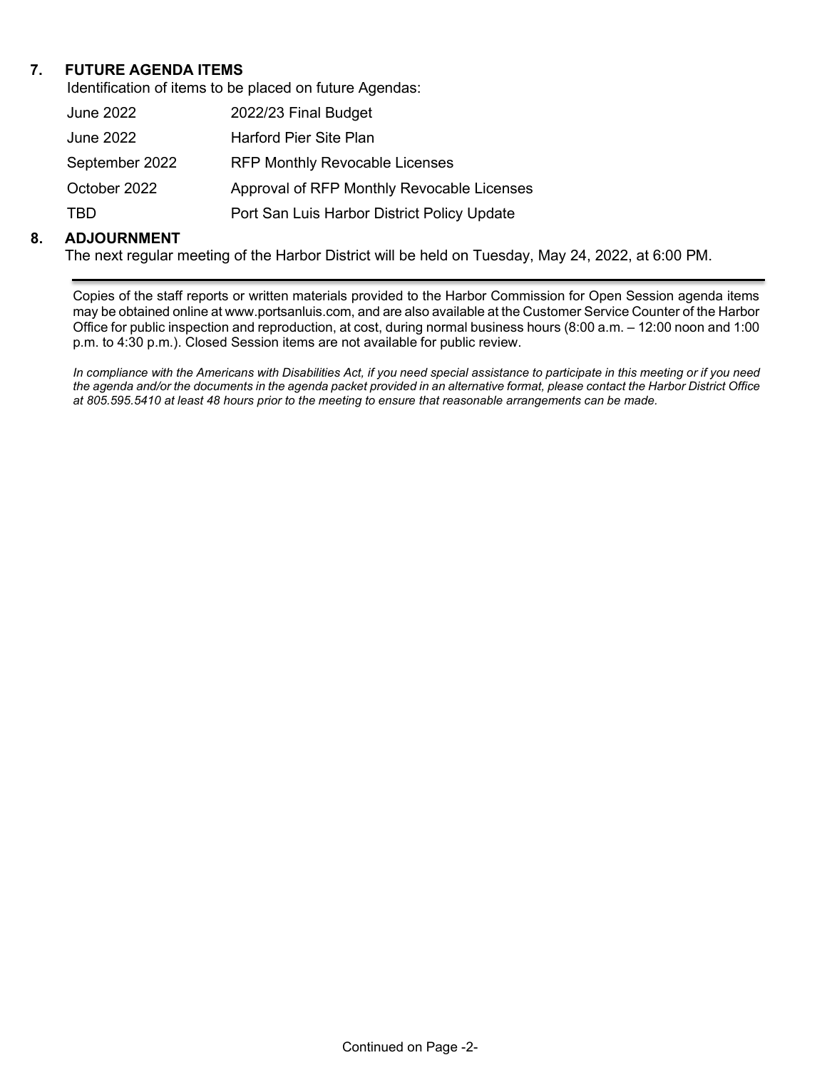## 7. FUTURE AGENDA ITEMS

Identification of items to be placed on future Agendas:

| | |
|---|---|
| June 2022 | 2022/23 Final Budget |
| June 2022 | Harford Pier Site Plan |
| September 2022 | RFP Monthly Revocable Licenses |
| October 2022 | Approval of RFP Monthly Revocable Licenses |
| TBD | Port San Luis Harbor District Policy Update |

## 8. ADJOURNMENT

The next regular meeting of the Harbor District will be held on Tuesday, May 24, 2022, at 6:00 PM.

---

Copies of the staff reports or written materials provided to the Harbor Commission for Open Session agenda items may be obtained online at www.portsanluis.com, and are also available at the Customer Service Counter of the Harbor Office for public inspection and reproduction, at cost, during normal business hours (8:00 a.m. – 12:00 noon and 1:00 p.m. to 4:30 p.m.). Closed Session items are not available for public review.

*In compliance with the Americans with Disabilities Act, if you need special assistance to participate in this meeting or if you need the agenda and/or the documents in the agenda packet provided in an alternative format, please contact the Harbor District Office at 805.595.5410 at least 48 hours prior to the meeting to ensure that reasonable arrangements can be made.*

Continued on Page -2-